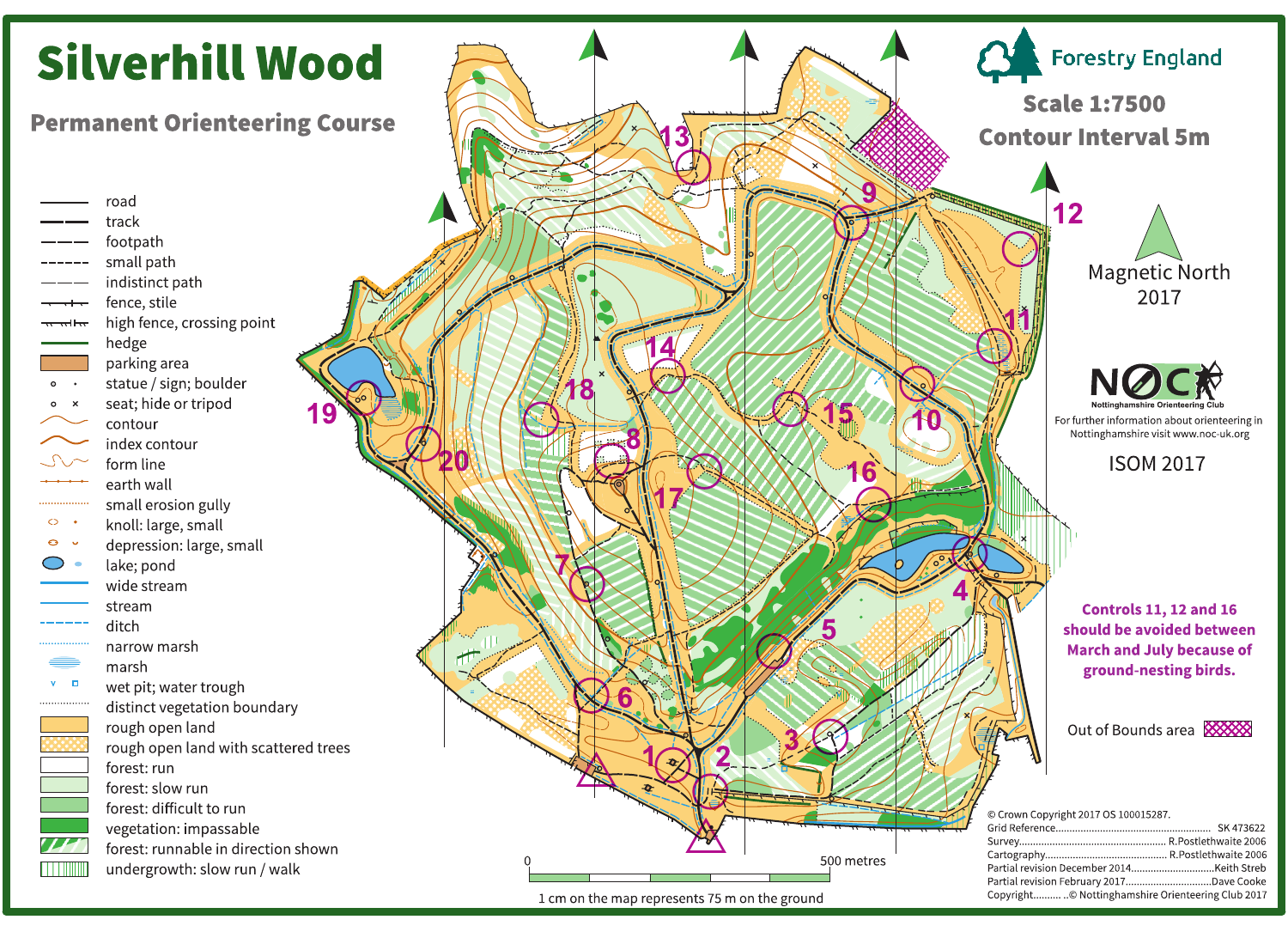# Silverhill Wood

## Permanent Orienteering Course

- road
- track
- footpath
- small path
- indistinct path
- fence, stile
- high fence, crossing point
- hedge
- parking area
- statue / sign; boulder
- seat; hide or tripod
- contour
- index contour
- form line
- earth wall
- small erosion gully
- knoll: large, small
- depression: large, small
- lake; pond
- wide stream
- stream
- ditch
- narrow marsh
- marsh
- wet pit; water trough
- distinct vegetation boundary
- rough open land
- rough open land with scattered trees
- forest: run
- forest: slow run
- forest: difficult to run
- vegetation: impassable
- forest: runnable in direction shown
- undergrowth: slow run / walk

Forestry England

**Scale 1:7500**

**Contour Interval 5m**

Magnetic North 2017

NOC Nottinghamshire Orienteering Club

For further information about orienteering in Nottinghamshire visit www.noc-uk.org

ISOM 2017

**Controls 11, 12 and 16 should be avoided between March and July because of ground-nesting birds.**

Out of Bounds area

0 — 500 metres

1 cm on the map represents 75 m on the ground

© Crown Copyright 2017 OS 100015287.

Grid Reference.......................................................... SK 473622

Survey...................................................... R.Postlethwaite 2006

Cartography.............................................. R.Postlethwaite 2006

Partial revision December 2014..............................Keith Streb

Partial revision February 2017..............................Dave Cooke

Copyright.......... ..© Nottinghamshire Orienteering Club 2017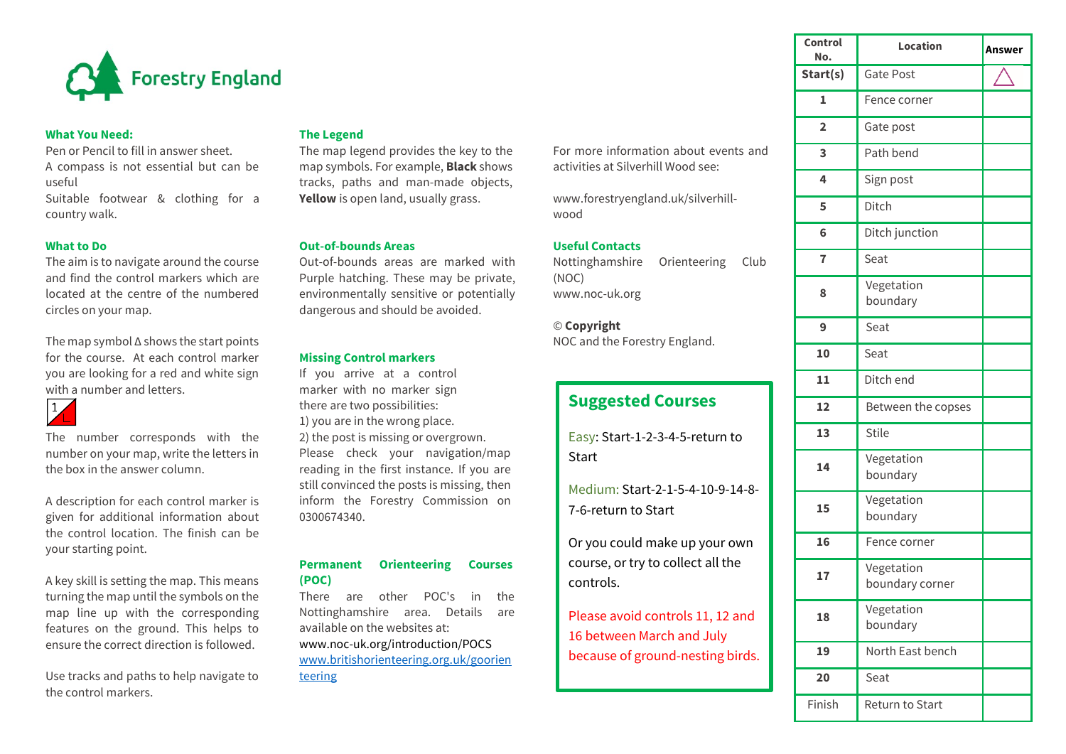# Forestry England

### What You Need:

Pen or Pencil to fill in answer sheet.
A compass is not essential but can be useful
Suitable footwear & clothing for a country walk.

### What to Do

The aim is to navigate around the course and find the control markers which are located at the centre of the numbered circles on your map.

The map symbol Δ shows the start points for the course. At each control marker you are looking for a red and white sign with a number and letters.

The number corresponds with the number on your map, write the letters in the box in the answer column.

A description for each control marker is given for additional information about the control location. The finish can be your starting point.

A key skill is setting the map. This means turning the map until the symbols on the map line up with the corresponding features on the ground. This helps to ensure the correct direction is followed.

Use tracks and paths to help navigate to the control markers.

### The Legend

The map legend provides the key to the map symbols. For example, **Black** shows tracks, paths and man-made objects, **Yellow** is open land, usually grass.

### Out-of-bounds Areas

Out-of-bounds areas are marked with Purple hatching. These may be private, environmentally sensitive or potentially dangerous and should be avoided.

### Missing Control markers

If you arrive at a control marker with no marker sign there are two possibilities:
1) you are in the wrong place.
2) the post is missing or overgrown.
Please check your navigation/map reading in the first instance. If you are still convinced the posts is missing, then inform the Forestry Commission on 0300674340.

### Permanent Orienteering Courses (POC)

There are other POC's in the Nottinghamshire area. Details are available on the websites at:
www.noc-uk.org/introduction/POCS
www.britishorienteering.org.uk/goorienteering

For more information about events and activities at Silverhill Wood see:

www.forestryengland.uk/silverhill-wood

### Useful Contacts

Nottinghamshire Orienteering Club (NOC)
www.noc-uk.org

© **Copyright**
NOC and the Forestry England.

## Suggested Courses

Easy: Start-1-2-3-4-5-return to Start

Medium: Start-2-1-5-4-10-9-14-8-7-6-return to Start

Or you could make up your own course, or try to collect all the controls.

Please avoid controls 11, 12 and 16 between March and July because of ground-nesting birds.

| Control No. | Location | Answer |
|---|---|---|
| Start(s) | Gate Post | △ |
| 1 | Fence corner | |
| 2 | Gate post | |
| 3 | Path bend | |
| 4 | Sign post | |
| 5 | Ditch | |
| 6 | Ditch junction | |
| 7 | Seat | |
| 8 | Vegetation boundary | |
| 9 | Seat | |
| 10 | Seat | |
| 11 | Ditch end | |
| 12 | Between the copses | |
| 13 | Stile | |
| 14 | Vegetation boundary | |
| 15 | Vegetation boundary | |
| 16 | Fence corner | |
| 17 | Vegetation boundary corner | |
| 18 | Vegetation boundary | |
| 19 | North East bench | |
| 20 | Seat | |
| Finish | Return to Start | |